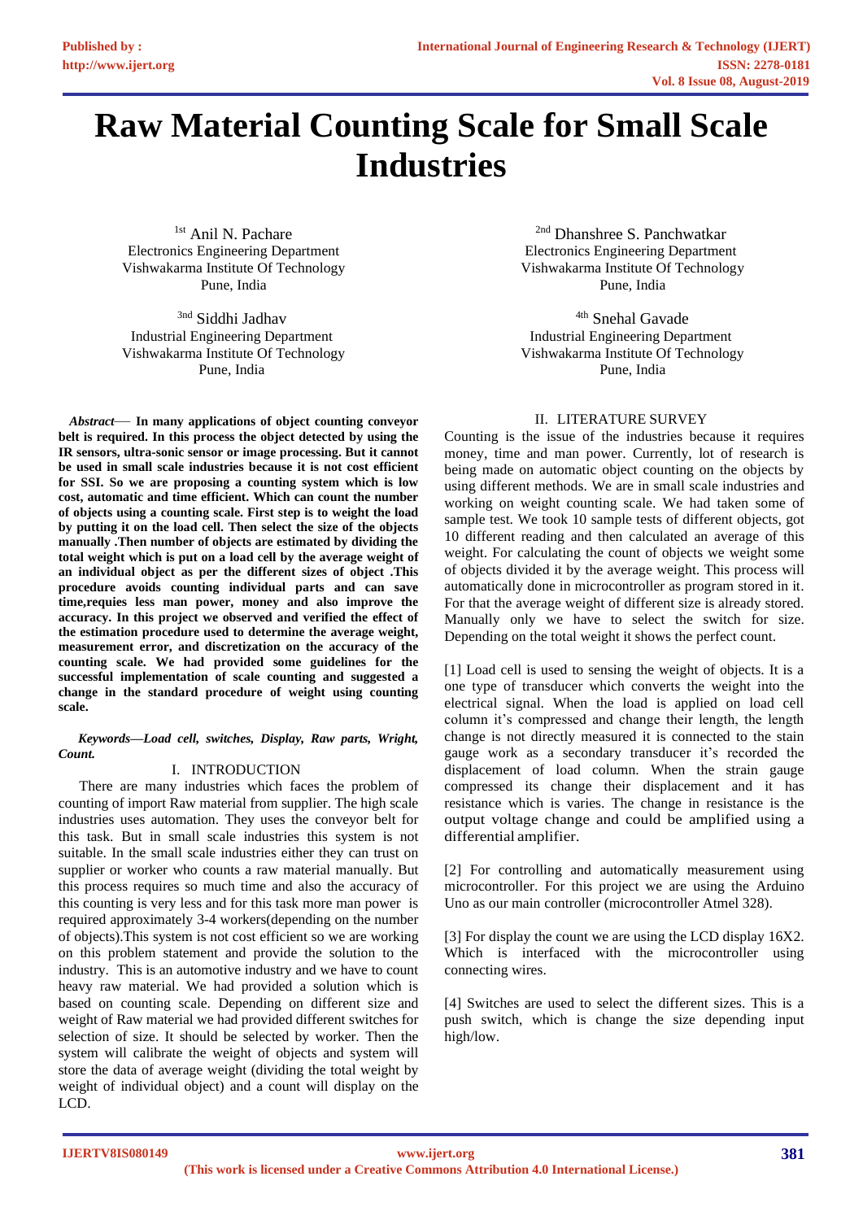# Raw Material Counting Scale for Small Scale Industries

[1st] Anil N. Pachare
Electronics Engineering Department
Vishwakarma Institute Of Technology
Pune, India

[2nd] Dhanshree S. Panchwatkar
Electronics Engineering Department
Vishwakarma Institute Of Technology
Pune, India

[3nd] Siddhi Jadhav
Industrial Engineering Department
Vishwakarma Institute Of Technology
Pune, India

[4th] Snehal Gavade
Industrial Engineering Department
Vishwakarma Institute Of Technology
Pune, India

***Abstract*— In many applications of object counting conveyor belt is required. In this process the object detected by using the IR sensors, ultra-sonic sensor or image processing. But it cannot be used in small scale industries because it is not cost efficient for SSI. So we are proposing a counting system which is low cost, automatic and time efficient. Which can count the number of objects using a counting scale. First step is to weight the load by putting it on the load cell. Then select the size of the objects manually .Then number of objects are estimated by dividing the total weight which is put on a load cell by the average weight of an individual object as per the different sizes of object .This procedure avoids counting individual parts and can save time,requies less man power, money and also improve the accuracy. In this project we observed and verified the effect of the estimation procedure used to determine the average weight, measurement error, and discretization on the accuracy of the counting scale. We had provided some guidelines for the successful implementation of scale counting and suggested a change in the standard procedure of weight using counting scale.**

***Keywords—Load cell, switches, Display, Raw parts, Wright, Count.***

## I. INTRODUCTION

There are many industries which faces the problem of counting of import Raw material from supplier. The high scale industries uses automation. They uses the conveyor belt for this task. But in small scale industries this system is not suitable. In the small scale industries either they can trust on supplier or worker who counts a raw material manually. But this process requires so much time and also the accuracy of this counting is very less and for this task more man power is required approximately 3-4 workers(depending on the number of objects).This system is not cost efficient so we are working on this problem statement and provide the solution to the industry. This is an automotive industry and we have to count heavy raw material. We had provided a solution which is based on counting scale. Depending on different size and weight of Raw material we had provided different switches for selection of size. It should be selected by worker. Then the system will calibrate the weight of objects and system will store the data of average weight (dividing the total weight by weight of individual object) and a count will display on the LCD.

## II. LITERATURE SURVEY

Counting is the issue of the industries because it requires money, time and man power. Currently, lot of research is being made on automatic object counting on the objects by using different methods. We are in small scale industries and working on weight counting scale. We had taken some of sample test. We took 10 sample tests of different objects, got 10 different reading and then calculated an average of this weight. For calculating the count of objects we weight some of objects divided it by the average weight. This process will automatically done in microcontroller as program stored in it. For that the average weight of different size is already stored. Manually only we have to select the switch for size. Depending on the total weight it shows the perfect count.

[1] Load cell is used to sensing the weight of objects. It is a one type of transducer which converts the weight into the electrical signal. When the load is applied on load cell column it's compressed and change their length, the length change is not directly measured it is connected to the stain gauge work as a secondary transducer it's recorded the displacement of load column. When the strain gauge compressed its change their displacement and it has resistance which is varies. The change in resistance is the output voltage change and could be amplified using a differential amplifier.

[2] For controlling and automatically measurement using microcontroller. For this project we are using the Arduino Uno as our main controller (microcontroller Atmel 328).

[3] For display the count we are using the LCD display 16X2. Which is interfaced with the microcontroller using connecting wires.

[4] Switches are used to select the different sizes. This is a push switch, which is change the size depending input high/low.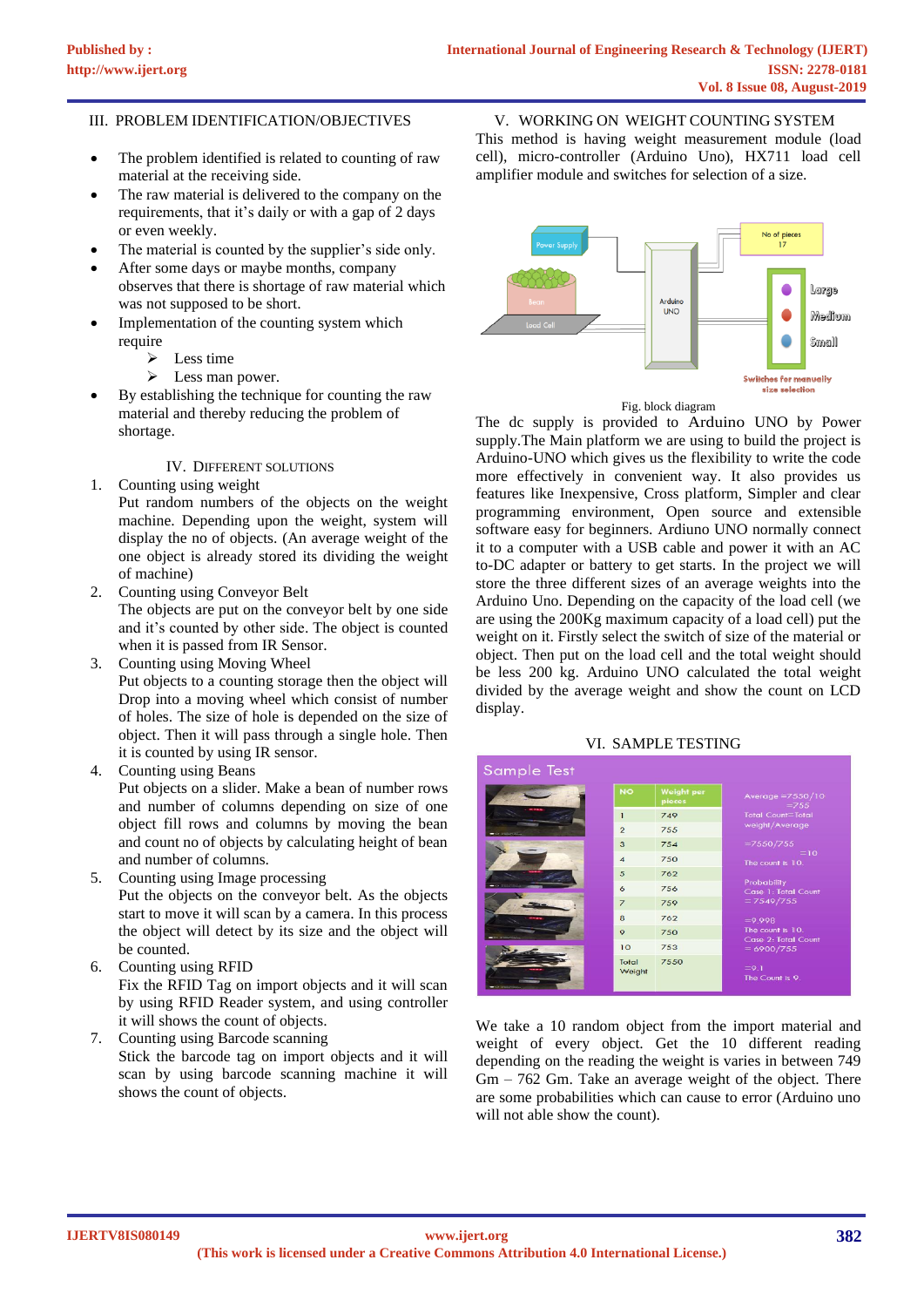## III. PROBLEM IDENTIFICATION/OBJECTIVES

- The problem identified is related to counting of raw material at the receiving side.
- The raw material is delivered to the company on the requirements, that it's daily or with a gap of 2 days or even weekly.
- The material is counted by the supplier's side only.
- After some days or maybe months, company observes that there is shortage of raw material which was not supposed to be short.
- Implementation of the counting system which require
  - ➢ Less time
  - ➢ Less man power.
- By establishing the technique for counting the raw material and thereby reducing the problem of shortage.

## IV. DIFFERENT SOLUTIONS

1. Counting using weight
   Put random numbers of the objects on the weight machine. Depending upon the weight, system will display the no of objects. (An average weight of the one object is already stored its dividing the weight of machine)
2. Counting using Conveyor Belt
   The objects are put on the conveyor belt by one side and it's counted by other side. The object is counted when it is passed from IR Sensor.
3. Counting using Moving Wheel
   Put objects to a counting storage then the object will Drop into a moving wheel which consist of number of holes. The size of hole is depended on the size of object. Then it will pass through a single hole. Then it is counted by using IR sensor.
4. Counting using Beans
   Put objects on a slider. Make a bean of number rows and number of columns depending on size of one object fill rows and columns by moving the bean and count no of objects by calculating height of bean and number of columns.
5. Counting using Image processing
   Put the objects on the conveyor belt. As the objects start to move it will scan by a camera. In this process the object will detect by its size and the object will be counted.
6. Counting using RFID
   Fix the RFID Tag on import objects and it will scan by using RFID Reader system, and using controller it will shows the count of objects.
7. Counting using Barcode scanning
   Stick the barcode tag on import objects and it will scan by using barcode scanning machine it will shows the count of objects.

## V. WORKING ON WEIGHT COUNTING SYSTEM

This method is having weight measurement module (load cell), micro-controller (Arduino Uno), HX711 load cell amplifier module and switches for selection of a size.

Fig. block diagram

The dc supply is provided to Arduino UNO by Power supply.The Main platform we are using to build the project is Arduino-UNO which gives us the flexibility to write the code more effectively in convenient way. It also provides us features like Inexpensive, Cross platform, Simpler and clear programming environment, Open source and extensible software easy for beginners. Ardiuno UNO normally connect it to a computer with a USB cable and power it with an AC to-DC adapter or battery to get starts. In the project we will store the three different sizes of an average weights into the Arduino Uno. Depending on the capacity of the load cell (we are using the 200Kg maximum capacity of a load cell) put the weight on it. Firstly select the switch of size of the material or object. Then put on the load cell and the total weight should be less 200 kg. Arduino UNO calculated the total weight divided by the average weight and show the count on LCD display.

## VI. SAMPLE TESTING

Sample Test

| NO | Weight per pieces |
|---|---|
| 1 | 749 |
| 2 | 755 |
| 3 | 754 |
| 4 | 750 |
| 5 | 762 |
| 6 | 756 |
| 7 | 759 |
| 8 | 762 |
| 9 | 750 |
| 10 | 753 |
| Total Weight | 7550 |

Average =7550/10 =755
Total Count=Total weight/Average
=7550/755 =10
The count is 10.
Probability
Case 1: Total Count = 7549/755
=9.998
The count is 10.
Case 2: Total Count = 6900/755
=9.1
The Count is 9.

We take a 10 random object from the import material and weight of every object. Get the 10 different reading depending on the reading the weight is varies in between 749 Gm – 762 Gm. Take an average weight of the object. There are some probabilities which can cause to error (Arduino uno will not able show the count).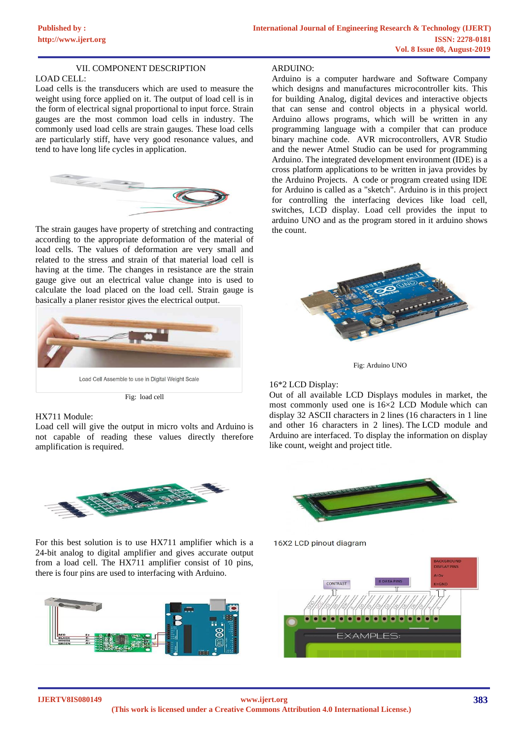## VII. COMPONENT DESCRIPTION

### LOAD CELL:

Load cells is the transducers which are used to measure the weight using force applied on it. The output of load cell is in the form of electrical signal proportional to input force. Strain gauges are the most common load cells in industry. The commonly used load cells are strain gauges. These load cells are particularly stiff, have very good resonance values, and tend to have long life cycles in application.

The strain gauges have property of stretching and contracting according to the appropriate deformation of the material of load cells. The values of deformation are very small and related to the stress and strain of that material load cell is having at the time. The changes in resistance are the strain gauge give out an electrical value change into is used to calculate the load placed on the load cell. Strain gauge is basically a planer resistor gives the electrical output.

Load Cell Assemble to use in Digital Weight Scale

Fig: load cell

### HX711 Module:

Load cell will give the output in micro volts and Arduino is not capable of reading these values directly therefore amplification is required.

For this best solution is to use HX711 amplifier which is a 24-bit analog to digital amplifier and gives accurate output from a load cell. The HX711 amplifier consist of 10 pins, there is four pins are used to interfacing with Arduino.

### ARDUINO:

Arduino is a computer hardware and Software Company which designs and manufactures microcontroller kits. This for building Analog, digital devices and interactive objects that can sense and control objects in a physical world. Arduino allows programs, which will be written in any programming language with a compiler that can produce binary machine code. AVR microcontrollers, AVR Studio and the newer Atmel Studio can be used for programming Arduino. The integrated development environment (IDE) is a cross platform applications to be written in java provides by the Arduino Projects. A code or program created using IDE for Arduino is called as a "sketch". Arduino is in this project for controlling the interfacing devices like load cell, switches, LCD display. Load cell provides the input to arduino UNO and as the program stored in it arduino shows the count.

Fig: Arduino UNO

### 16*2 LCD Display:

Out of all available LCD Displays modules in market, the most commonly used one is 16×2 LCD Module which can display 32 ASCII characters in 2 lines (16 characters in 1 line and other 16 characters in 2 lines). The LCD module and Arduino are interfaced. To display the information on display like count, weight and project title.

16X2 LCD pinout diagram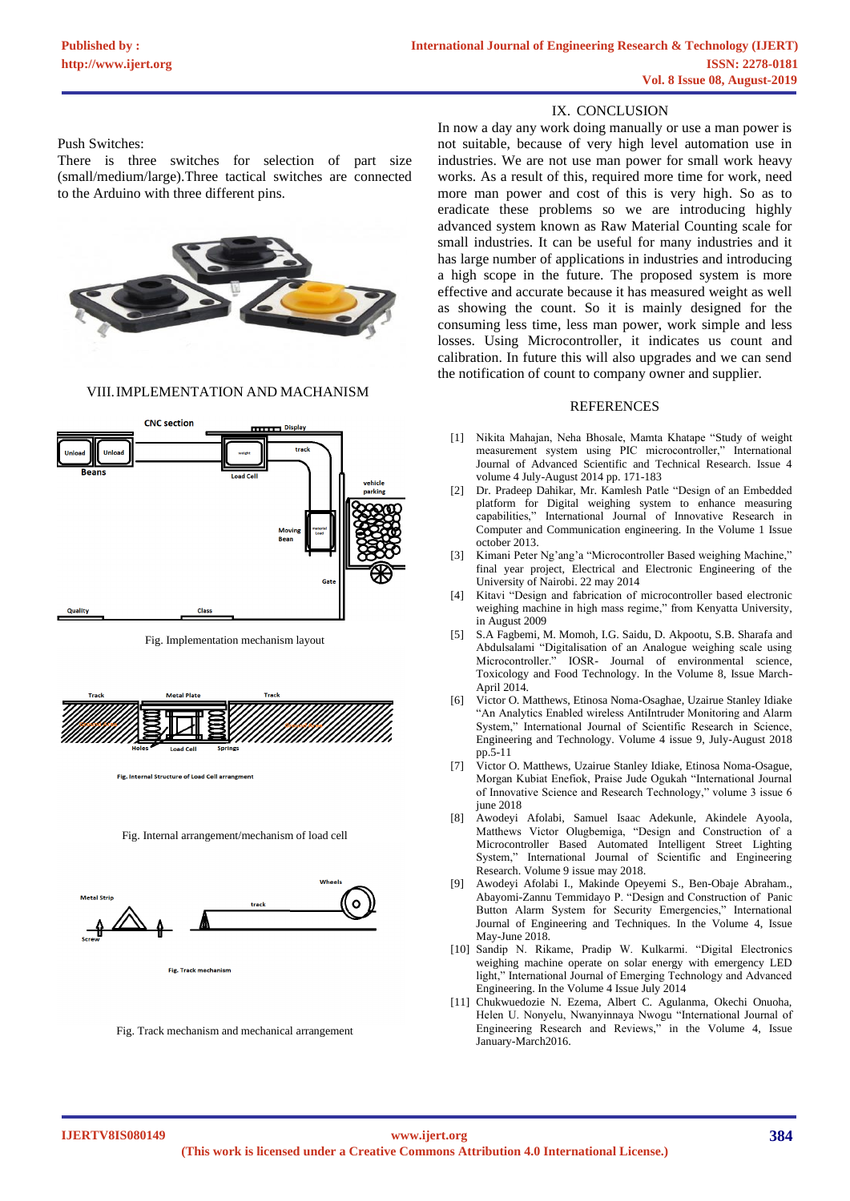Push Switches:

There is three switches for selection of part size (small/medium/large).Three tactical switches are connected to the Arduino with three different pins.

## VIII. IMPLEMENTATION AND MACHANISM

CNC section

Display

Unload

Unload

Beans

weight

Load Cell

track

vehicle parking

Moving Bean

material load

Gate

Quality

Class

Fig. Implementation mechanism layout

Track

Metal Plate

Track

Holes

Load Cell

Springs

Fig. Internal Structure of Load Cell arrangement

Fig. Internal arrangement/mechanism of load cell

Metal Strip

Screw

track

Wheels

Fig. Track mechanism

Fig. Track mechanism and mechanical arrangement

## IX. CONCLUSION

In now a day any work doing manually or use a man power is not suitable, because of very high level automation use in industries. We are not use man power for small work heavy works. As a result of this, required more time for work, need more man power and cost of this is very high. So as to eradicate these problems so we are introducing highly advanced system known as Raw Material Counting scale for small industries. It can be useful for many industries and it has large number of applications in industries and introducing a high scope in the future. The proposed system is more effective and accurate because it has measured weight as well as showing the count. So it is mainly designed for the consuming less time, less man power, work simple and less losses. Using Microcontroller, it indicates us count and calibration. In future this will also upgrades and we can send the notification of count to company owner and supplier.

## REFERENCES

[1] Nikita Mahajan, Neha Bhosale, Mamta Khatape "Study of weight measurement system using PIC microcontroller," International Journal of Advanced Scientific and Technical Research. Issue 4 volume 4 July-August 2014 pp. 171-183

[2] Dr. Pradeep Dahikar, Mr. Kamlesh Patle "Design of an Embedded platform for Digital weighing system to enhance measuring capabilities," International Journal of Innovative Research in Computer and Communication engineering. In the Volume 1 Issue october 2013.

[3] Kimani Peter Ng'ang'a "Microcontroller Based weighing Machine," final year project, Electrical and Electronic Engineering of the University of Nairobi. 22 may 2014

[4] Kitavi "Design and fabrication of microcontroller based electronic weighing machine in high mass regime," from Kenyatta University, in August 2009

[5] S.A Fagbemi, M. Momoh, I.G. Saidu, D. Akpootu, S.B. Sharafa and Abdulsalami "Digitalisation of an Analogue weighing scale using Microcontroller." IOSR- Journal of environmental science, Toxicology and Food Technology. In the Volume 8, Issue March-April 2014.

[6] Victor O. Matthews, Etinosa Noma-Osaghae, Uzairue Stanley Idiake "An Analytics Enabled wireless AntiIntruder Monitoring and Alarm System," International Journal of Scientific Research in Science, Engineering and Technology. Volume 4 issue 9, July-August 2018 pp.5-11

[7] Victor O. Matthews, Uzairue Stanley Idiake, Etinosa Noma-Osague, Morgan Kubiat Enefiok, Praise Jude Ogukah "International Journal of Innovative Science and Research Technology," volume 3 issue 6 june 2018

[8] Awodeyi Afolabi, Samuel Isaac Adekunle, Akindele Ayoola, Matthews Victor Olugbemiga, "Design and Construction of a Microcontroller Based Automated Intelligent Street Lighting System," International Journal of Scientific and Engineering Research. Volume 9 issue may 2018.

[9] Awodeyi Afolabi I., Makinde Opeyemi S., Ben-Obaje Abraham., Abayomi-Zannu Temmidayo P. "Design and Construction of Panic Button Alarm System for Security Emergencies," International Journal of Engineering and Techniques. In the Volume 4, Issue May-June 2018.

[10] Sandip N. Rikame, Pradip W. Kulkarmi. "Digital Electronics weighing machine operate on solar energy with emergency LED light," International Journal of Emerging Technology and Advanced Engineering. In the Volume 4 Issue July 2014

[11] Chukwuedozie N. Ezema, Albert C. Agulanma, Okechi Onuoha, Helen U. Nonyelu, Nwanyinnaya Nwogu "International Journal of Engineering Research and Reviews," in the Volume 4, Issue January-March2016.